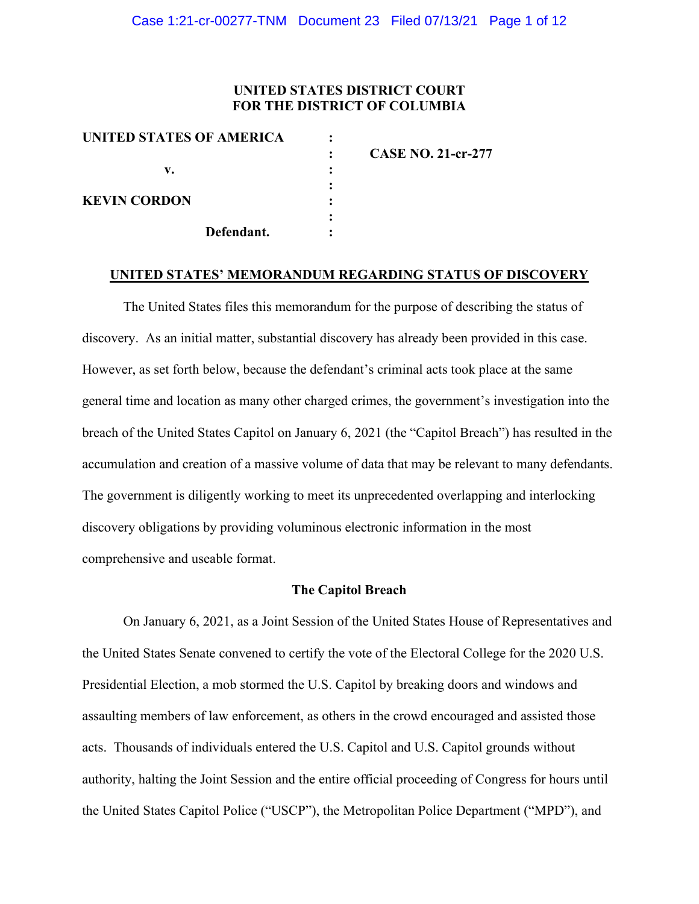**UNITED STATES DISTRICT COURT**
**FOR THE DISTRICT OF COLUMBIA**

| | | |
|---|---|---|
| **UNITED STATES OF AMERICA** | : | |
| | : | **CASE NO. 21-cr-277** |
| **v.** | : | |
| | : | |
| **KEVIN CORDON** | : | |
| | : | |
| **Defendant.** | : | |

**UNITED STATES' MEMORANDUM REGARDING STATUS OF DISCOVERY**

The United States files this memorandum for the purpose of describing the status of discovery. As an initial matter, substantial discovery has already been provided in this case. However, as set forth below, because the defendant's criminal acts took place at the same general time and location as many other charged crimes, the government's investigation into the breach of the United States Capitol on January 6, 2021 (the "Capitol Breach") has resulted in the accumulation and creation of a massive volume of data that may be relevant to many defendants. The government is diligently working to meet its unprecedented overlapping and interlocking discovery obligations by providing voluminous electronic information in the most comprehensive and useable format.

**The Capitol Breach**

On January 6, 2021, as a Joint Session of the United States House of Representatives and the United States Senate convened to certify the vote of the Electoral College for the 2020 U.S. Presidential Election, a mob stormed the U.S. Capitol by breaking doors and windows and assaulting members of law enforcement, as others in the crowd encouraged and assisted those acts. Thousands of individuals entered the U.S. Capitol and U.S. Capitol grounds without authority, halting the Joint Session and the entire official proceeding of Congress for hours until the United States Capitol Police ("USCP"), the Metropolitan Police Department ("MPD"), and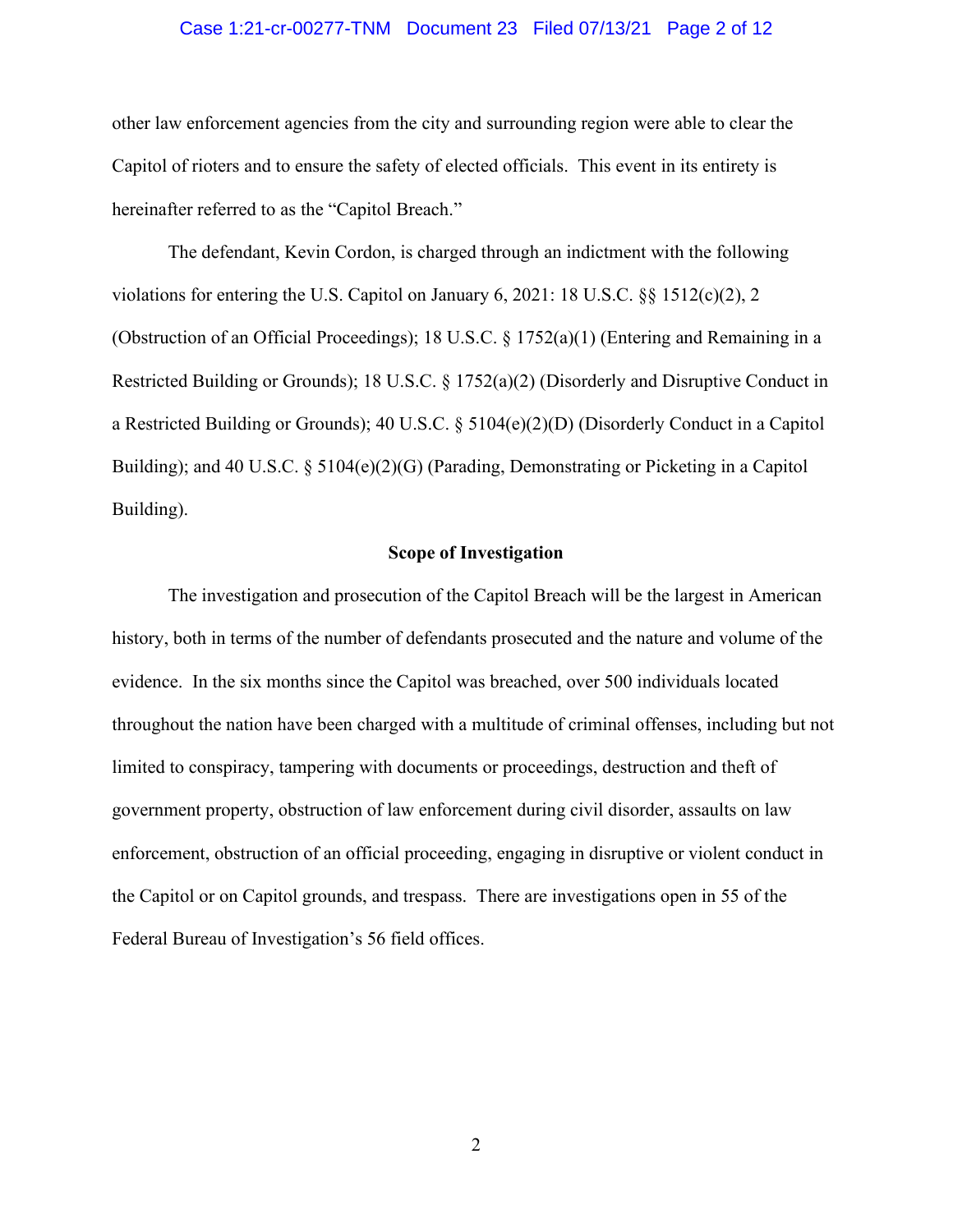other law enforcement agencies from the city and surrounding region were able to clear the Capitol of rioters and to ensure the safety of elected officials. This event in its entirety is hereinafter referred to as the "Capitol Breach."

The defendant, Kevin Cordon, is charged through an indictment with the following violations for entering the U.S. Capitol on January 6, 2021: 18 U.S.C. §§ 1512(c)(2), 2 (Obstruction of an Official Proceedings); 18 U.S.C. § 1752(a)(1) (Entering and Remaining in a Restricted Building or Grounds); 18 U.S.C. § 1752(a)(2) (Disorderly and Disruptive Conduct in a Restricted Building or Grounds); 40 U.S.C. § 5104(e)(2)(D) (Disorderly Conduct in a Capitol Building); and 40 U.S.C. § 5104(e)(2)(G) (Parading, Demonstrating or Picketing in a Capitol Building).

## Scope of Investigation

The investigation and prosecution of the Capitol Breach will be the largest in American history, both in terms of the number of defendants prosecuted and the nature and volume of the evidence. In the six months since the Capitol was breached, over 500 individuals located throughout the nation have been charged with a multitude of criminal offenses, including but not limited to conspiracy, tampering with documents or proceedings, destruction and theft of government property, obstruction of law enforcement during civil disorder, assaults on law enforcement, obstruction of an official proceeding, engaging in disruptive or violent conduct in the Capitol or on Capitol grounds, and trespass. There are investigations open in 55 of the Federal Bureau of Investigation's 56 field offices.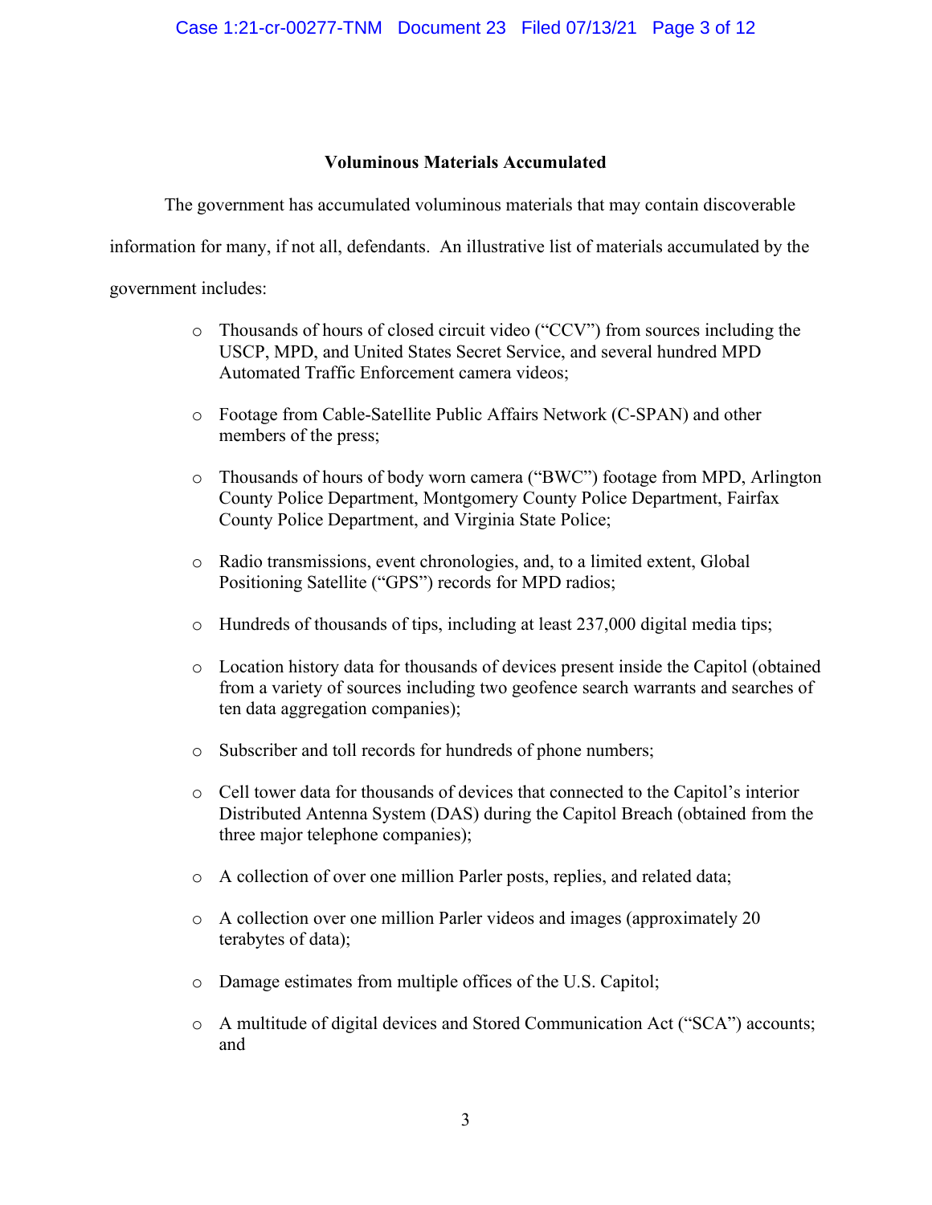**Voluminous Materials Accumulated**

The government has accumulated voluminous materials that may contain discoverable information for many, if not all, defendants. An illustrative list of materials accumulated by the government includes:

- Thousands of hours of closed circuit video ("CCV") from sources including the USCP, MPD, and United States Secret Service, and several hundred MPD Automated Traffic Enforcement camera videos;
- Footage from Cable-Satellite Public Affairs Network (C-SPAN) and other members of the press;
- Thousands of hours of body worn camera ("BWC") footage from MPD, Arlington County Police Department, Montgomery County Police Department, Fairfax County Police Department, and Virginia State Police;
- Radio transmissions, event chronologies, and, to a limited extent, Global Positioning Satellite ("GPS") records for MPD radios;
- Hundreds of thousands of tips, including at least 237,000 digital media tips;
- Location history data for thousands of devices present inside the Capitol (obtained from a variety of sources including two geofence search warrants and searches of ten data aggregation companies);
- Subscriber and toll records for hundreds of phone numbers;
- Cell tower data for thousands of devices that connected to the Capitol's interior Distributed Antenna System (DAS) during the Capitol Breach (obtained from the three major telephone companies);
- A collection of over one million Parler posts, replies, and related data;
- A collection over one million Parler videos and images (approximately 20 terabytes of data);
- Damage estimates from multiple offices of the U.S. Capitol;
- A multitude of digital devices and Stored Communication Act ("SCA") accounts; and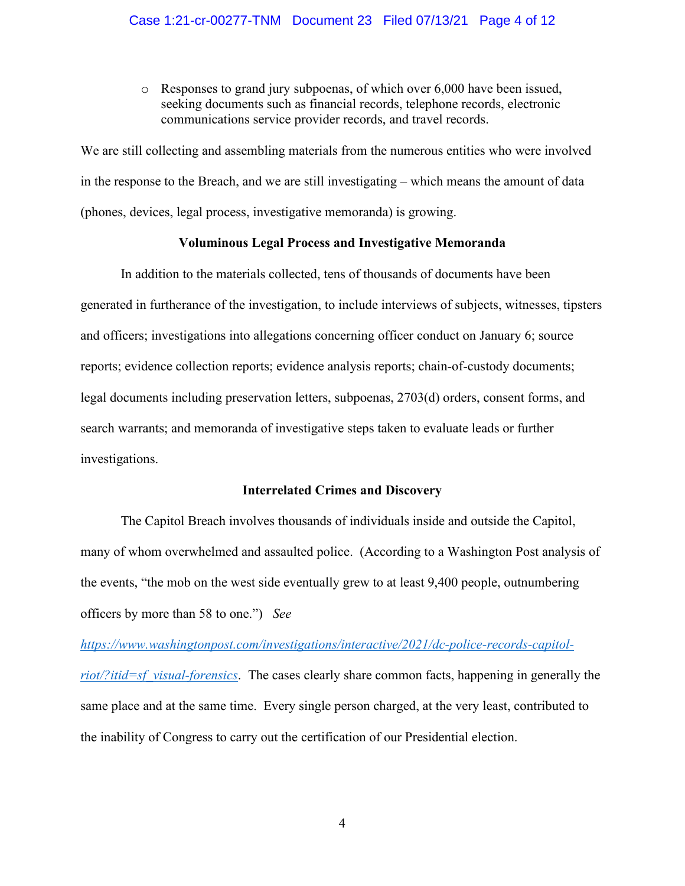- Responses to grand jury subpoenas, of which over 6,000 have been issued, seeking documents such as financial records, telephone records, electronic communications service provider records, and travel records.

We are still collecting and assembling materials from the numerous entities who were involved in the response to the Breach, and we are still investigating – which means the amount of data (phones, devices, legal process, investigative memoranda) is growing.

**Voluminous Legal Process and Investigative Memoranda**

In addition to the materials collected, tens of thousands of documents have been generated in furtherance of the investigation, to include interviews of subjects, witnesses, tipsters and officers; investigations into allegations concerning officer conduct on January 6; source reports; evidence collection reports; evidence analysis reports; chain-of-custody documents; legal documents including preservation letters, subpoenas, 2703(d) orders, consent forms, and search warrants; and memoranda of investigative steps taken to evaluate leads or further investigations.

**Interrelated Crimes and Discovery**

The Capitol Breach involves thousands of individuals inside and outside the Capitol, many of whom overwhelmed and assaulted police. (According to a Washington Post analysis of the events, "the mob on the west side eventually grew to at least 9,400 people, outnumbering officers by more than 58 to one.") *See* https://www.washingtonpost.com/investigations/interactive/2021/dc-police-records-capitol-riot/?itid=sf_visual-forensics. The cases clearly share common facts, happening in generally the same place and at the same time. Every single person charged, at the very least, contributed to the inability of Congress to carry out the certification of our Presidential election.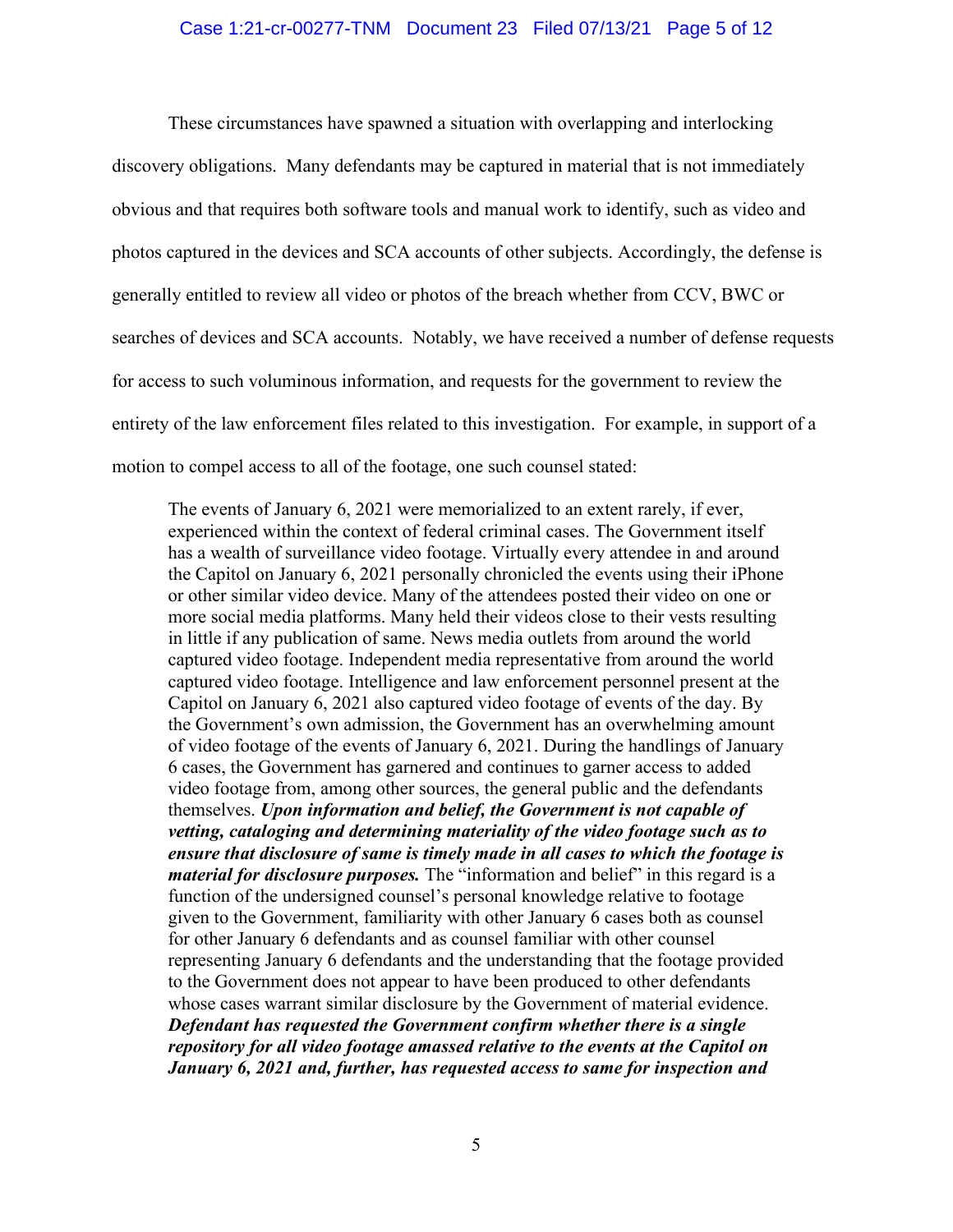These circumstances have spawned a situation with overlapping and interlocking discovery obligations. Many defendants may be captured in material that is not immediately obvious and that requires both software tools and manual work to identify, such as video and photos captured in the devices and SCA accounts of other subjects. Accordingly, the defense is generally entitled to review all video or photos of the breach whether from CCV, BWC or searches of devices and SCA accounts. Notably, we have received a number of defense requests for access to such voluminous information, and requests for the government to review the entirety of the law enforcement files related to this investigation. For example, in support of a motion to compel access to all of the footage, one such counsel stated:

> The events of January 6, 2021 were memorialized to an extent rarely, if ever, experienced within the context of federal criminal cases. The Government itself has a wealth of surveillance video footage. Virtually every attendee in and around the Capitol on January 6, 2021 personally chronicled the events using their iPhone or other similar video device. Many of the attendees posted their video on one or more social media platforms. Many held their videos close to their vests resulting in little if any publication of same. News media outlets from around the world captured video footage. Independent media representative from around the world captured video footage. Intelligence and law enforcement personnel present at the Capitol on January 6, 2021 also captured video footage of events of the day. By the Government's own admission, the Government has an overwhelming amount of video footage of the events of January 6, 2021. During the handlings of January 6 cases, the Government has garnered and continues to garner access to added video footage from, among other sources, the general public and the defendants themselves. ***Upon information and belief, the Government is not capable of vetting, cataloging and determining materiality of the video footage such as to ensure that disclosure of same is timely made in all cases to which the footage is material for disclosure purposes.*** The "information and belief" in this regard is a function of the undersigned counsel's personal knowledge relative to footage given to the Government, familiarity with other January 6 cases both as counsel for other January 6 defendants and as counsel familiar with other counsel representing January 6 defendants and the understanding that the footage provided to the Government does not appear to have been produced to other defendants whose cases warrant similar disclosure by the Government of material evidence. ***Defendant has requested the Government confirm whether there is a single repository for all video footage amassed relative to the events at the Capitol on January 6, 2021 and, further, has requested access to same for inspection and***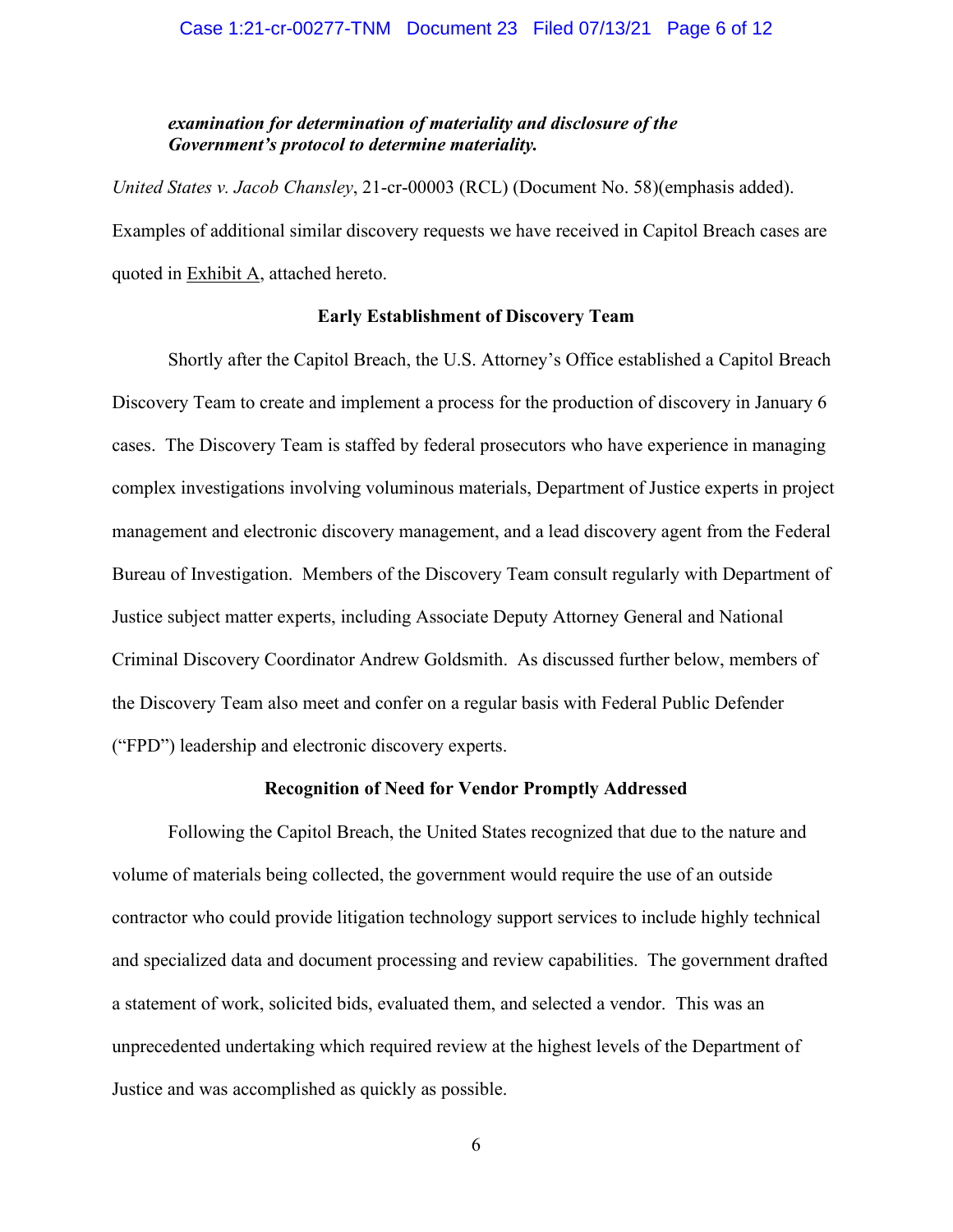*examination for determination of materiality and disclosure of the Government's protocol to determine materiality.*

*United States v. Jacob Chansley*, 21-cr-00003 (RCL) (Document No. 58)(emphasis added). Examples of additional similar discovery requests we have received in Capitol Breach cases are quoted in Exhibit A, attached hereto.

**Early Establishment of Discovery Team**

Shortly after the Capitol Breach, the U.S. Attorney's Office established a Capitol Breach Discovery Team to create and implement a process for the production of discovery in January 6 cases. The Discovery Team is staffed by federal prosecutors who have experience in managing complex investigations involving voluminous materials, Department of Justice experts in project management and electronic discovery management, and a lead discovery agent from the Federal Bureau of Investigation. Members of the Discovery Team consult regularly with Department of Justice subject matter experts, including Associate Deputy Attorney General and National Criminal Discovery Coordinator Andrew Goldsmith. As discussed further below, members of the Discovery Team also meet and confer on a regular basis with Federal Public Defender ("FPD") leadership and electronic discovery experts.

**Recognition of Need for Vendor Promptly Addressed**

Following the Capitol Breach, the United States recognized that due to the nature and volume of materials being collected, the government would require the use of an outside contractor who could provide litigation technology support services to include highly technical and specialized data and document processing and review capabilities. The government drafted a statement of work, solicited bids, evaluated them, and selected a vendor. This was an unprecedented undertaking which required review at the highest levels of the Department of Justice and was accomplished as quickly as possible.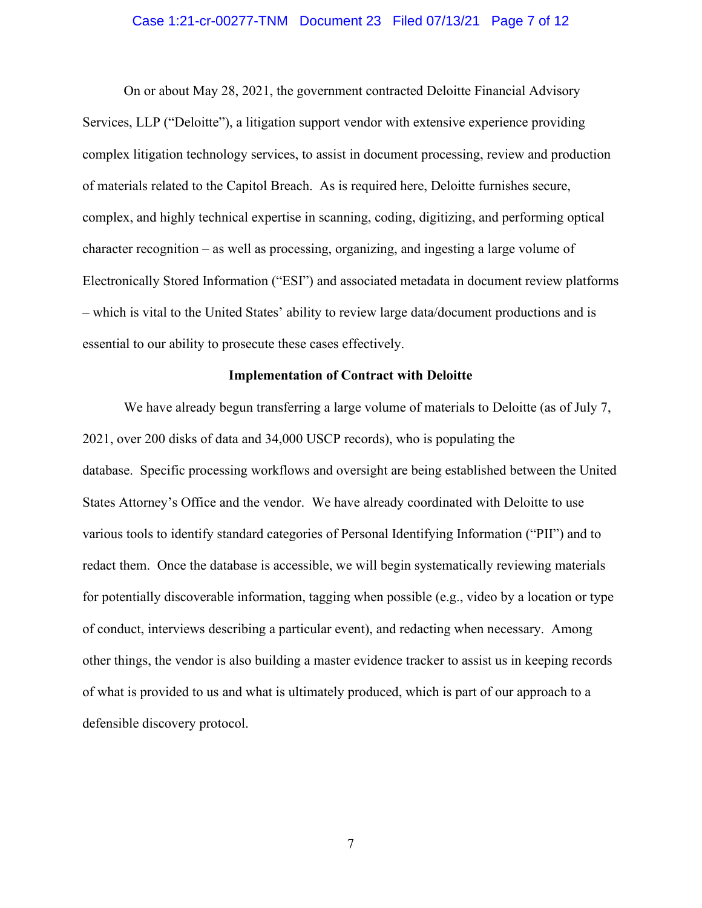On or about May 28, 2021, the government contracted Deloitte Financial Advisory Services, LLP ("Deloitte"), a litigation support vendor with extensive experience providing complex litigation technology services, to assist in document processing, review and production of materials related to the Capitol Breach. As is required here, Deloitte furnishes secure, complex, and highly technical expertise in scanning, coding, digitizing, and performing optical character recognition – as well as processing, organizing, and ingesting a large volume of Electronically Stored Information ("ESI") and associated metadata in document review platforms – which is vital to the United States' ability to review large data/document productions and is essential to our ability to prosecute these cases effectively.

**Implementation of Contract with Deloitte**

We have already begun transferring a large volume of materials to Deloitte (as of July 7, 2021, over 200 disks of data and 34,000 USCP records), who is populating the database. Specific processing workflows and oversight are being established between the United States Attorney's Office and the vendor. We have already coordinated with Deloitte to use various tools to identify standard categories of Personal Identifying Information ("PII") and to redact them. Once the database is accessible, we will begin systematically reviewing materials for potentially discoverable information, tagging when possible (e.g., video by a location or type of conduct, interviews describing a particular event), and redacting when necessary. Among other things, the vendor is also building a master evidence tracker to assist us in keeping records of what is provided to us and what is ultimately produced, which is part of our approach to a defensible discovery protocol.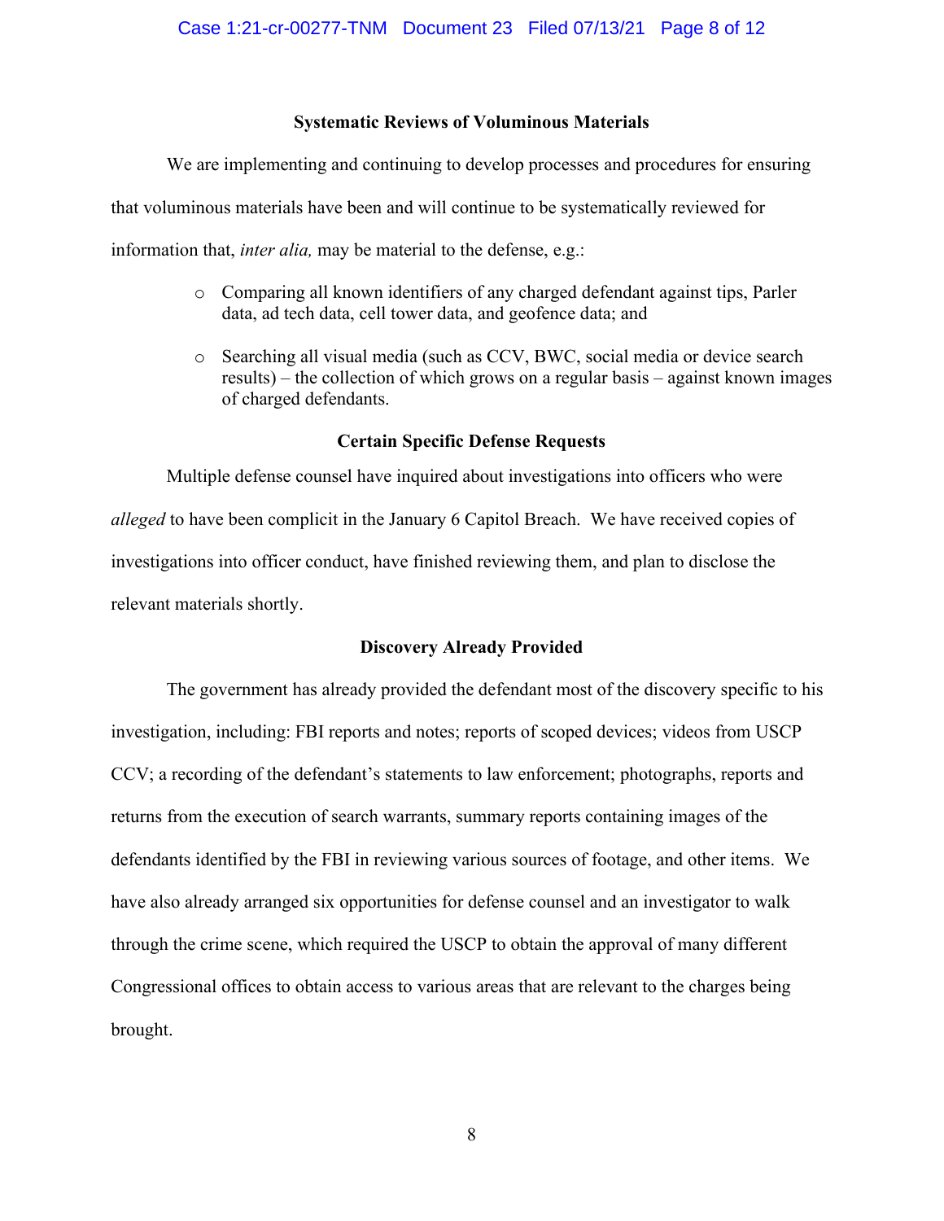### Systematic Reviews of Voluminous Materials

We are implementing and continuing to develop processes and procedures for ensuring that voluminous materials have been and will continue to be systematically reviewed for information that, *inter alia,* may be material to the defense, e.g.:

- Comparing all known identifiers of any charged defendant against tips, Parler data, ad tech data, cell tower data, and geofence data; and
- Searching all visual media (such as CCV, BWC, social media or device search results) – the collection of which grows on a regular basis – against known images of charged defendants.

### Certain Specific Defense Requests

Multiple defense counsel have inquired about investigations into officers who were *alleged* to have been complicit in the January 6 Capitol Breach. We have received copies of investigations into officer conduct, have finished reviewing them, and plan to disclose the relevant materials shortly.

### Discovery Already Provided

The government has already provided the defendant most of the discovery specific to his investigation, including: FBI reports and notes; reports of scoped devices; videos from USCP CCV; a recording of the defendant's statements to law enforcement; photographs, reports and returns from the execution of search warrants, summary reports containing images of the defendants identified by the FBI in reviewing various sources of footage, and other items. We have also already arranged six opportunities for defense counsel and an investigator to walk through the crime scene, which required the USCP to obtain the approval of many different Congressional offices to obtain access to various areas that are relevant to the charges being brought.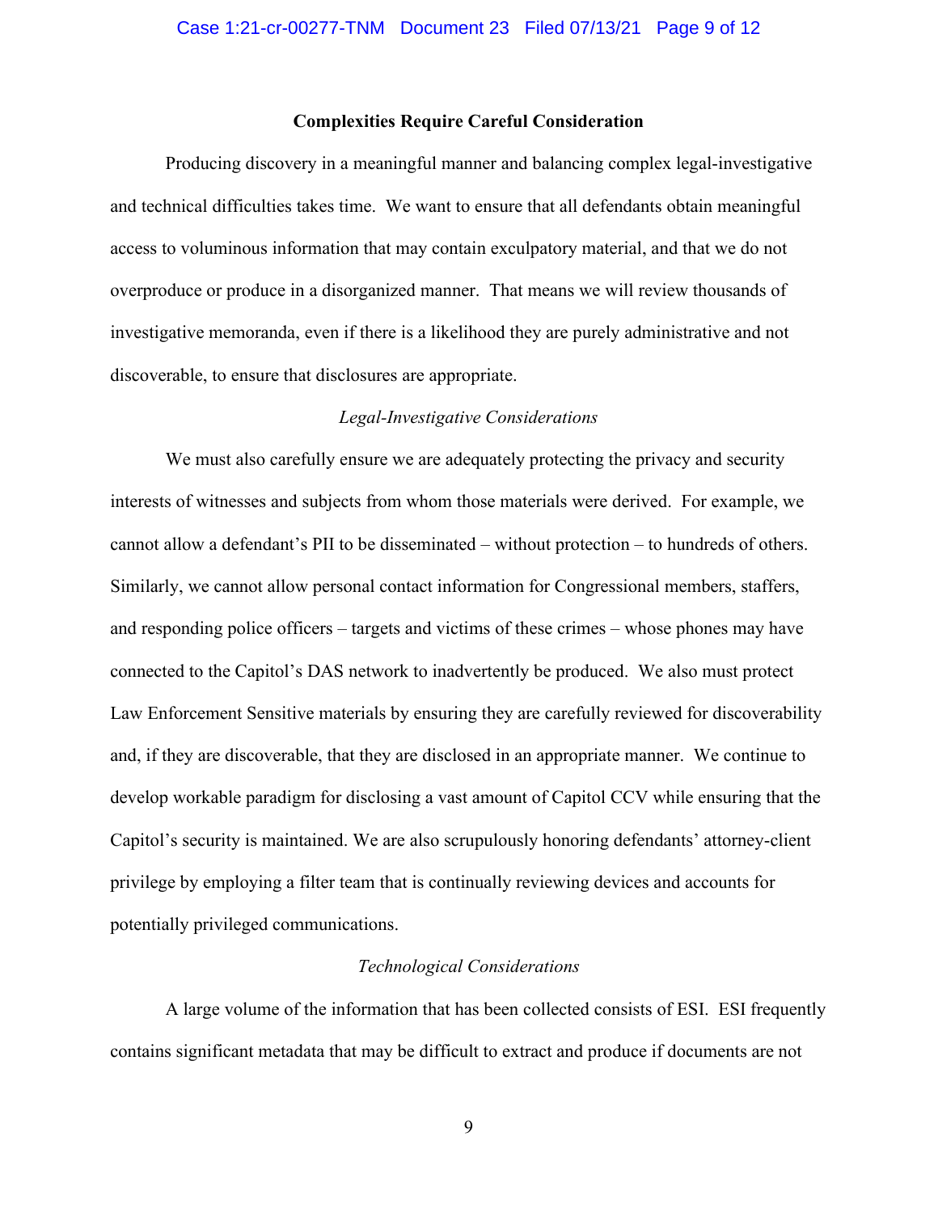**Complexities Require Careful Consideration**

Producing discovery in a meaningful manner and balancing complex legal-investigative and technical difficulties takes time. We want to ensure that all defendants obtain meaningful access to voluminous information that may contain exculpatory material, and that we do not overproduce or produce in a disorganized manner. That means we will review thousands of investigative memoranda, even if there is a likelihood they are purely administrative and not discoverable, to ensure that disclosures are appropriate.

*Legal-Investigative Considerations*

We must also carefully ensure we are adequately protecting the privacy and security interests of witnesses and subjects from whom those materials were derived. For example, we cannot allow a defendant's PII to be disseminated – without protection – to hundreds of others. Similarly, we cannot allow personal contact information for Congressional members, staffers, and responding police officers – targets and victims of these crimes – whose phones may have connected to the Capitol's DAS network to inadvertently be produced. We also must protect Law Enforcement Sensitive materials by ensuring they are carefully reviewed for discoverability and, if they are discoverable, that they are disclosed in an appropriate manner. We continue to develop workable paradigm for disclosing a vast amount of Capitol CCV while ensuring that the Capitol's security is maintained. We are also scrupulously honoring defendants' attorney-client privilege by employing a filter team that is continually reviewing devices and accounts for potentially privileged communications.

*Technological Considerations*

A large volume of the information that has been collected consists of ESI. ESI frequently contains significant metadata that may be difficult to extract and produce if documents are not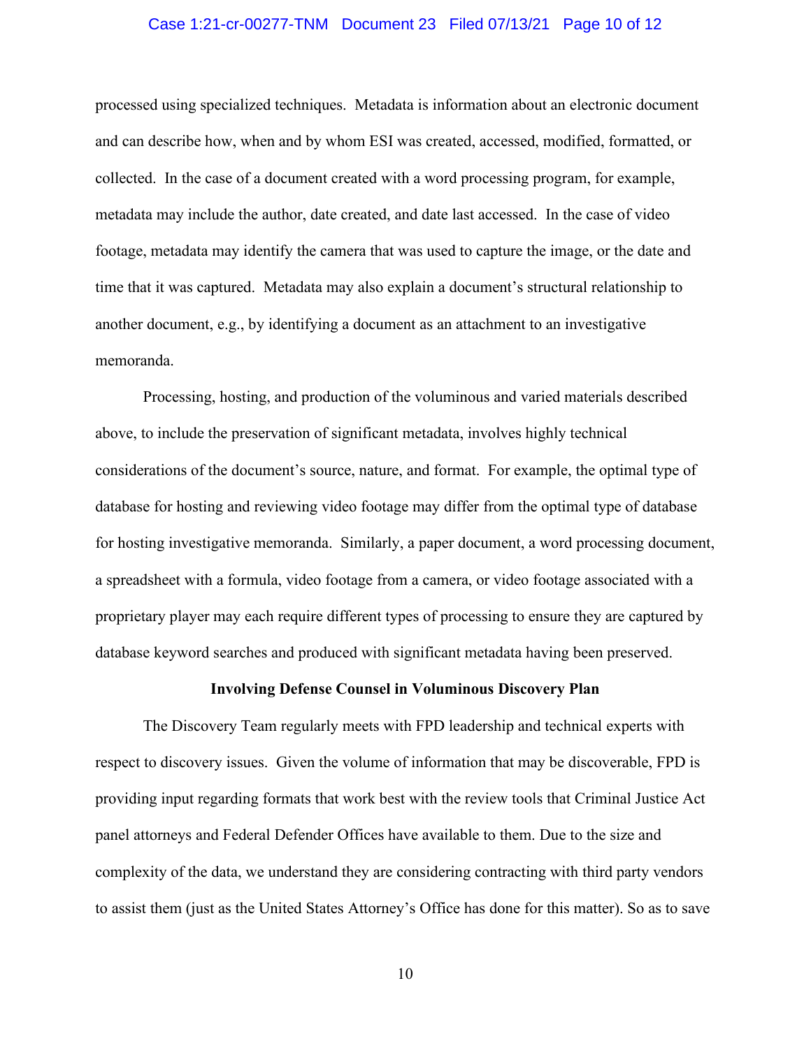processed using specialized techniques. Metadata is information about an electronic document and can describe how, when and by whom ESI was created, accessed, modified, formatted, or collected. In the case of a document created with a word processing program, for example, metadata may include the author, date created, and date last accessed. In the case of video footage, metadata may identify the camera that was used to capture the image, or the date and time that it was captured. Metadata may also explain a document's structural relationship to another document, e.g., by identifying a document as an attachment to an investigative memoranda.

Processing, hosting, and production of the voluminous and varied materials described above, to include the preservation of significant metadata, involves highly technical considerations of the document's source, nature, and format. For example, the optimal type of database for hosting and reviewing video footage may differ from the optimal type of database for hosting investigative memoranda. Similarly, a paper document, a word processing document, a spreadsheet with a formula, video footage from a camera, or video footage associated with a proprietary player may each require different types of processing to ensure they are captured by database keyword searches and produced with significant metadata having been preserved.

**Involving Defense Counsel in Voluminous Discovery Plan**

The Discovery Team regularly meets with FPD leadership and technical experts with respect to discovery issues. Given the volume of information that may be discoverable, FPD is providing input regarding formats that work best with the review tools that Criminal Justice Act panel attorneys and Federal Defender Offices have available to them. Due to the size and complexity of the data, we understand they are considering contracting with third party vendors to assist them (just as the United States Attorney's Office has done for this matter). So as to save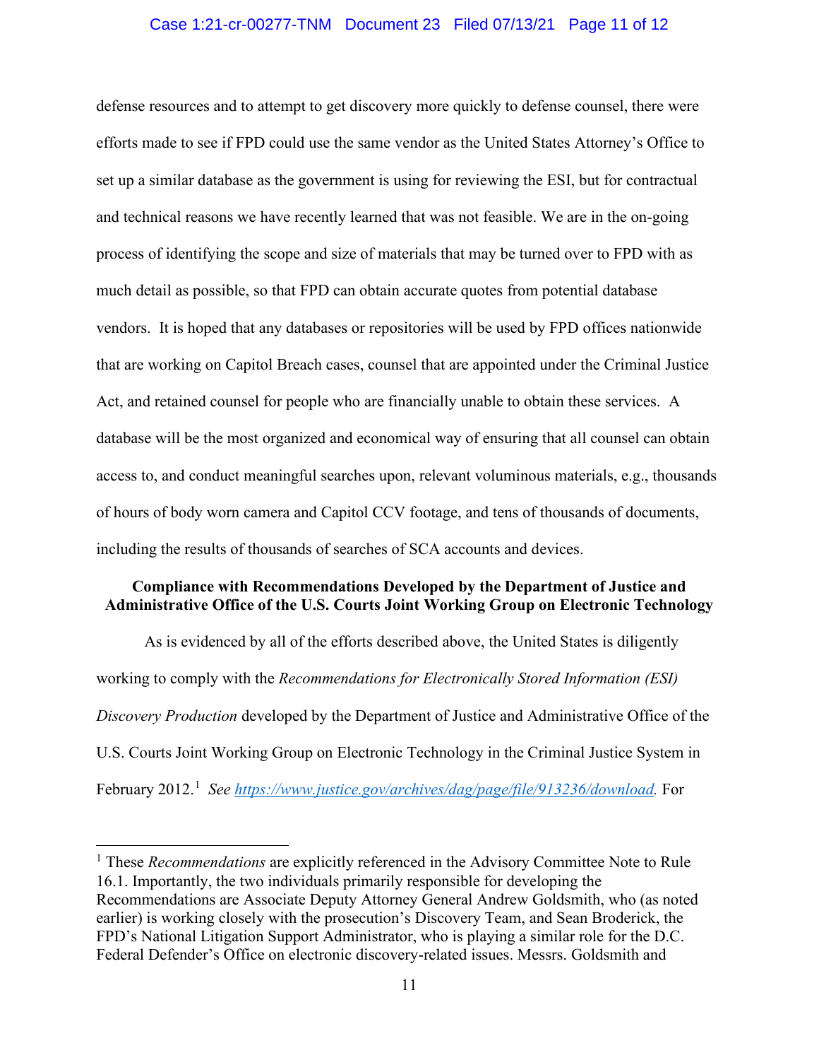defense resources and to attempt to get discovery more quickly to defense counsel, there were efforts made to see if FPD could use the same vendor as the United States Attorney's Office to set up a similar database as the government is using for reviewing the ESI, but for contractual and technical reasons we have recently learned that was not feasible. We are in the on-going process of identifying the scope and size of materials that may be turned over to FPD with as much detail as possible, so that FPD can obtain accurate quotes from potential database vendors. It is hoped that any databases or repositories will be used by FPD offices nationwide that are working on Capitol Breach cases, counsel that are appointed under the Criminal Justice Act, and retained counsel for people who are financially unable to obtain these services. A database will be the most organized and economical way of ensuring that all counsel can obtain access to, and conduct meaningful searches upon, relevant voluminous materials, e.g., thousands of hours of body worn camera and Capitol CCV footage, and tens of thousands of documents, including the results of thousands of searches of SCA accounts and devices.

**Compliance with Recommendations Developed by the Department of Justice and Administrative Office of the U.S. Courts Joint Working Group on Electronic Technology**

As is evidenced by all of the efforts described above, the United States is diligently working to comply with the *Recommendations for Electronically Stored Information (ESI) Discovery Production* developed by the Department of Justice and Administrative Office of the U.S. Courts Joint Working Group on Electronic Technology in the Criminal Justice System in February 2012.[1] *See* https://www.justice.gov/archives/dag/page/file/913236/download. For

[1] These *Recommendations* are explicitly referenced in the Advisory Committee Note to Rule 16.1. Importantly, the two individuals primarily responsible for developing the Recommendations are Associate Deputy Attorney General Andrew Goldsmith, who (as noted earlier) is working closely with the prosecution's Discovery Team, and Sean Broderick, the FPD's National Litigation Support Administrator, who is playing a similar role for the D.C. Federal Defender's Office on electronic discovery-related issues. Messrs. Goldsmith and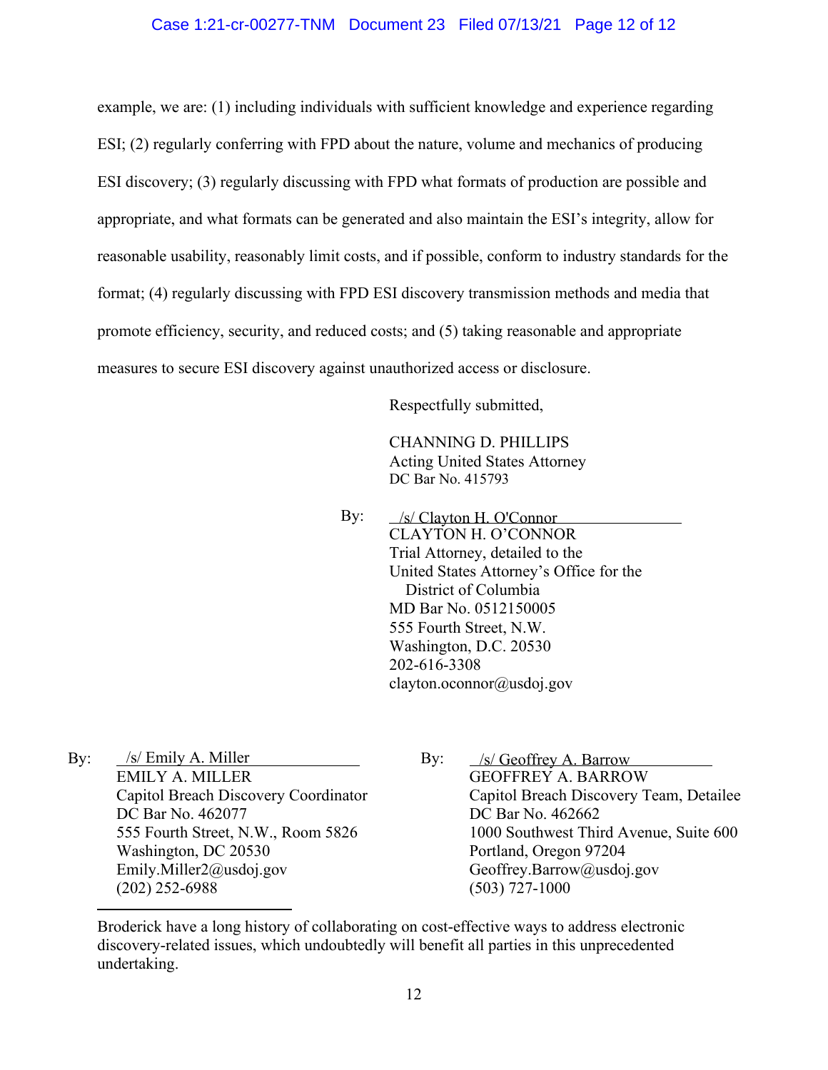example, we are: (1) including individuals with sufficient knowledge and experience regarding ESI; (2) regularly conferring with FPD about the nature, volume and mechanics of producing ESI discovery; (3) regularly discussing with FPD what formats of production are possible and appropriate, and what formats can be generated and also maintain the ESI's integrity, allow for reasonable usability, reasonably limit costs, and if possible, conform to industry standards for the format; (4) regularly discussing with FPD ESI discovery transmission methods and media that promote efficiency, security, and reduced costs; and (5) taking reasonable and appropriate measures to secure ESI discovery against unauthorized access or disclosure.

Respectfully submitted,

CHANNING D. PHILLIPS
Acting United States Attorney
DC Bar No. 415793

By: /s/ Clayton H. O'Connor
CLAYTON H. O'CONNOR
Trial Attorney, detailed to the
United States Attorney's Office for the
District of Columbia
MD Bar No. 0512150005
555 Fourth Street, N.W.
Washington, D.C. 20530
202-616-3308
clayton.oconnor@usdoj.gov

By: /s/ Emily A. Miller
EMILY A. MILLER
Capitol Breach Discovery Coordinator
DC Bar No. 462077
555 Fourth Street, N.W., Room 5826
Washington, DC 20530
Emily.Miller2@usdoj.gov
(202) 252-6988

By: /s/ Geoffrey A. Barrow
GEOFFREY A. BARROW
Capitol Breach Discovery Team, Detailee
DC Bar No. 462662
1000 Southwest Third Avenue, Suite 600
Portland, Oregon 97204
Geoffrey.Barrow@usdoj.gov
(503) 727-1000

---

Broderick have a long history of collaborating on cost-effective ways to address electronic discovery-related issues, which undoubtedly will benefit all parties in this unprecedented undertaking.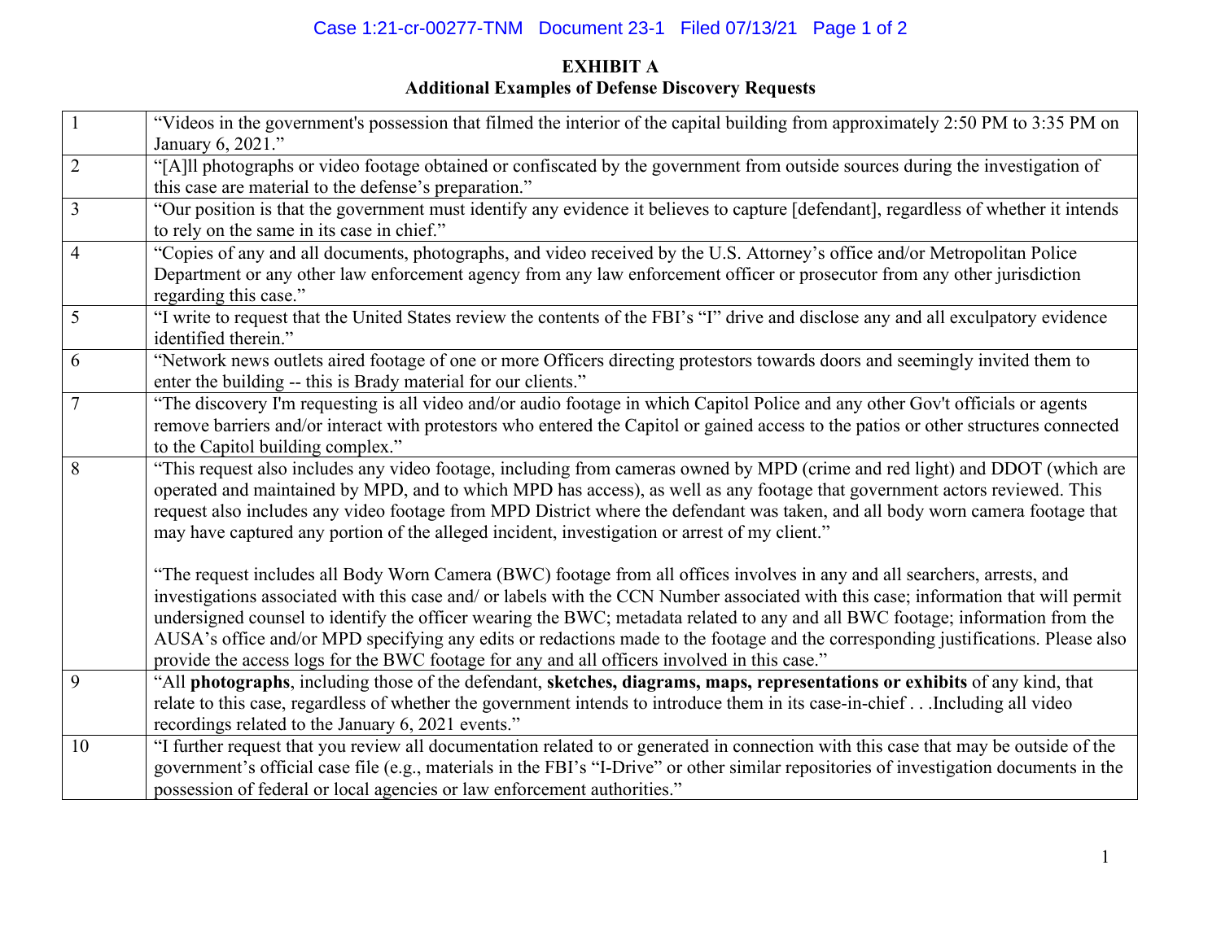**EXHIBIT A**
**Additional Examples of Defense Discovery Requests**

| | |
|---|---|
| 1 | "Videos in the government's possession that filmed the interior of the capital building from approximately 2:50 PM to 3:35 PM on January 6, 2021." |
| 2 | "[A]ll photographs or video footage obtained or confiscated by the government from outside sources during the investigation of this case are material to the defense's preparation." |
| 3 | "Our position is that the government must identify any evidence it believes to capture [defendant], regardless of whether it intends to rely on the same in its case in chief." |
| 4 | "Copies of any and all documents, photographs, and video received by the U.S. Attorney's office and/or Metropolitan Police Department or any other law enforcement agency from any law enforcement officer or prosecutor from any other jurisdiction regarding this case." |
| 5 | "I write to request that the United States review the contents of the FBI's "I" drive and disclose any and all exculpatory evidence identified therein." |
| 6 | "Network news outlets aired footage of one or more Officers directing protestors towards doors and seemingly invited them to enter the building -- this is Brady material for our clients." |
| 7 | "The discovery I'm requesting is all video and/or audio footage in which Capitol Police and any other Gov't officials or agents remove barriers and/or interact with protestors who entered the Capitol or gained access to the patios or other structures connected to the Capitol building complex." |
| 8 | "This request also includes any video footage, including from cameras owned by MPD (crime and red light) and DDOT (which are operated and maintained by MPD, and to which MPD has access), as well as any footage that government actors reviewed. This request also includes any video footage from MPD District where the defendant was taken, and all body worn camera footage that may have captured any portion of the alleged incident, investigation or arrest of my client."<br><br>"The request includes all Body Worn Camera (BWC) footage from all offices involves in any and all searchers, arrests, and investigations associated with this case and/ or labels with the CCN Number associated with this case; information that will permit undersigned counsel to identify the officer wearing the BWC; metadata related to any and all BWC footage; information from the AUSA's office and/or MPD specifying any edits or redactions made to the footage and the corresponding justifications. Please also provide the access logs for the BWC footage for any and all officers involved in this case." |
| 9 | "All **photographs**, including those of the defendant, **sketches, diagrams, maps, representations or exhibits** of any kind, that relate to this case, regardless of whether the government intends to introduce them in its case-in-chief . . .Including all video recordings related to the January 6, 2021 events." |
| 10 | "I further request that you review all documentation related to or generated in connection with this case that may be outside of the government's official case file (e.g., materials in the FBI's "I-Drive" or other similar repositories of investigation documents in the possession of federal or local agencies or law enforcement authorities." |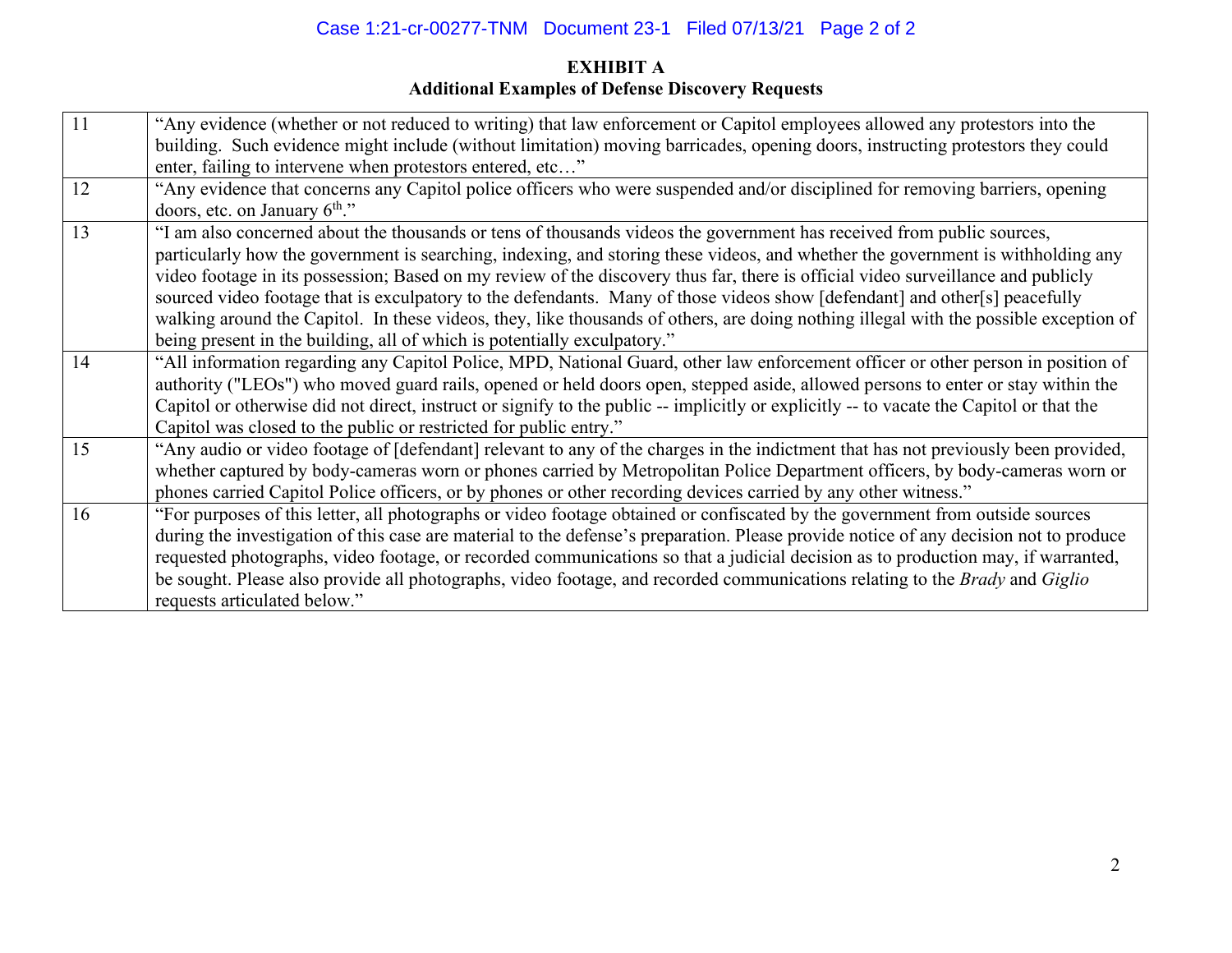**EXHIBIT A**
**Additional Examples of Defense Discovery Requests**

| | |
|---|---|
| 11 | "Any evidence (whether or not reduced to writing) that law enforcement or Capitol employees allowed any protestors into the building. Such evidence might include (without limitation) moving barricades, opening doors, instructing protestors they could enter, failing to intervene when protestors entered, etc…" |
| 12 | "Any evidence that concerns any Capitol police officers who were suspended and/or disciplined for removing barriers, opening doors, etc. on January 6th." |
| 13 | "I am also concerned about the thousands or tens of thousands videos the government has received from public sources, particularly how the government is searching, indexing, and storing these videos, and whether the government is withholding any video footage in its possession; Based on my review of the discovery thus far, there is official video surveillance and publicly sourced video footage that is exculpatory to the defendants. Many of those videos show [defendant] and other[s] peacefully walking around the Capitol. In these videos, they, like thousands of others, are doing nothing illegal with the possible exception of being present in the building, all of which is potentially exculpatory." |
| 14 | "All information regarding any Capitol Police, MPD, National Guard, other law enforcement officer or other person in position of authority ("LEOs") who moved guard rails, opened or held doors open, stepped aside, allowed persons to enter or stay within the Capitol or otherwise did not direct, instruct or signify to the public -- implicitly or explicitly -- to vacate the Capitol or that the Capitol was closed to the public or restricted for public entry." |
| 15 | "Any audio or video footage of [defendant] relevant to any of the charges in the indictment that has not previously been provided, whether captured by body-cameras worn or phones carried by Metropolitan Police Department officers, by body-cameras worn or phones carried Capitol Police officers, or by phones or other recording devices carried by any other witness." |
| 16 | "For purposes of this letter, all photographs or video footage obtained or confiscated by the government from outside sources during the investigation of this case are material to the defense's preparation. Please provide notice of any decision not to produce requested photographs, video footage, or recorded communications so that a judicial decision as to production may, if warranted, be sought. Please also provide all photographs, video footage, and recorded communications relating to the *Brady* and *Giglio* requests articulated below." |